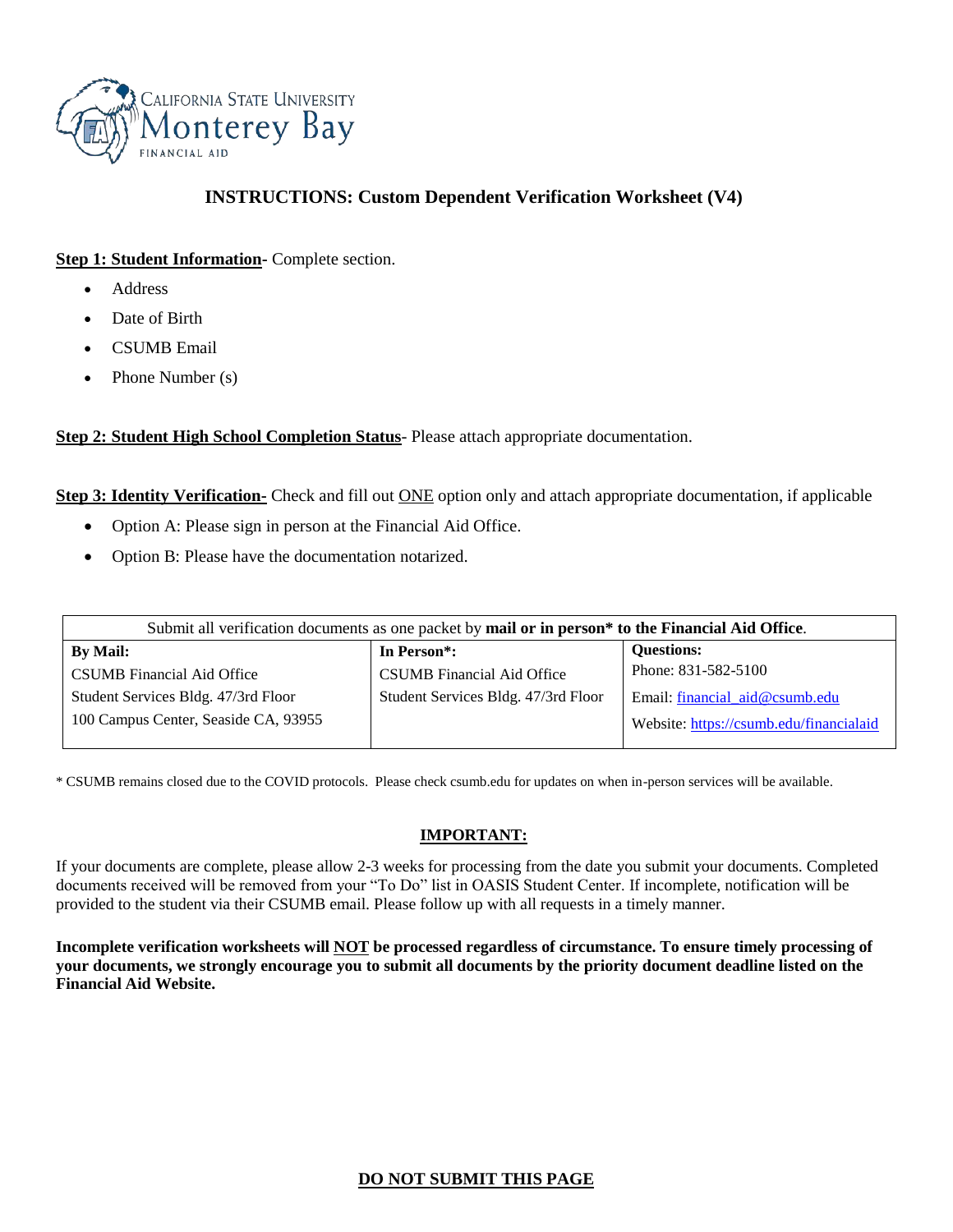California State University Monterey Bay
FINANCIAL AID

## INSTRUCTIONS: Custom Dependent Verification Worksheet (V4)

**Step 1: Student Information**- Complete section.

- Address
- Date of Birth
- CSUMB Email
- Phone Number (s)

**Step 2: Student High School Completion Status**- Please attach appropriate documentation.

**Step 3: Identity Verification-** Check and fill out ONE option only and attach appropriate documentation, if applicable

- Option A: Please sign in person at the Financial Aid Office.
- Option B: Please have the documentation notarized.

| Submit all verification documents as one packet by **mail or in person\* to the Financial Aid Office**. | | |
|---|---|---|
| **By Mail:**<br>CSUMB Financial Aid Office<br>Student Services Bldg. 47/3rd Floor<br>100 Campus Center, Seaside CA, 93955 | **In Person\*:**<br>CSUMB Financial Aid Office<br>Student Services Bldg. 47/3rd Floor | **Questions:**<br>Phone: 831-582-5100<br>Email: financial_aid@csumb.edu<br>Website: https://csumb.edu/financialaid |

\* CSUMB remains closed due to the COVID protocols. Please check csumb.edu for updates on when in-person services will be available.

**IMPORTANT:**

If your documents are complete, please allow 2-3 weeks for processing from the date you submit your documents. Completed documents received will be removed from your "To Do" list in OASIS Student Center. If incomplete, notification will be provided to the student via their CSUMB email. Please follow up with all requests in a timely manner.

**Incomplete verification worksheets will NOT be processed regardless of circumstance. To ensure timely processing of your documents, we strongly encourage you to submit all documents by the priority document deadline listed on the Financial Aid Website.**

**DO NOT SUBMIT THIS PAGE**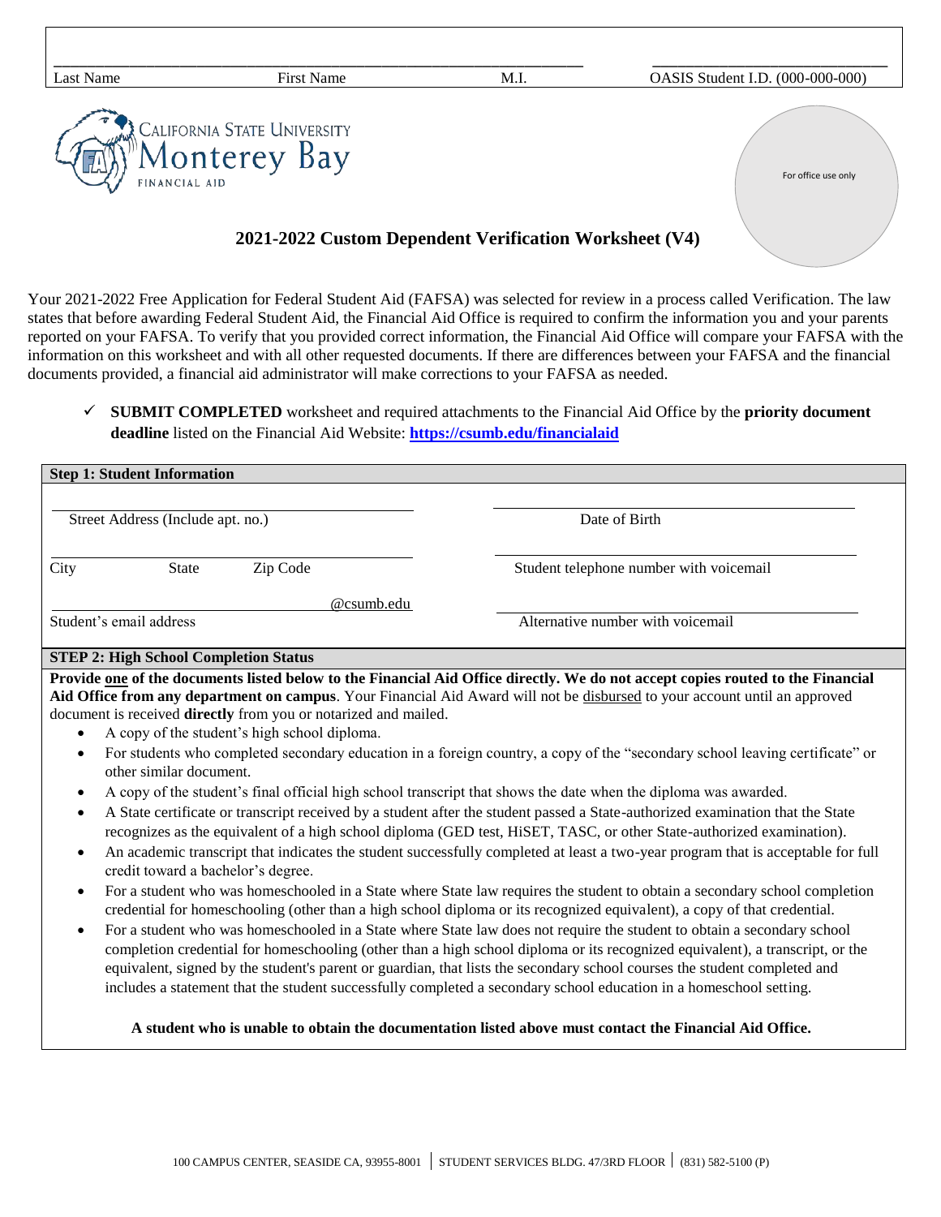| Last Name | First Name | M.I. | OASIS Student I.D. (000-000-000) |
|---|---|---|---|
| | | | |

California State University Monterey Bay
Financial Aid

For office use only

## 2021-2022 Custom Dependent Verification Worksheet (V4)

Your 2021-2022 Free Application for Federal Student Aid (FAFSA) was selected for review in a process called Verification. The law states that before awarding Federal Student Aid, the Financial Aid Office is required to confirm the information you and your parents reported on your FAFSA. To verify that you provided correct information, the Financial Aid Office will compare your FAFSA with the information on this worksheet and with all other requested documents. If there are differences between your FAFSA and the financial documents provided, a financial aid administrator will make corrections to your FAFSA as needed.

- ✓ **SUBMIT COMPLETED** worksheet and required attachments to the Financial Aid Office by the **priority document deadline** listed on the Financial Aid Website: **https://csumb.edu/financialaid**

### Step 1: Student Information

Street Address (Include apt. no.) ______________________ Date of Birth ______________________

City ________ State ________ Zip Code ________ Student telephone number with voicemail ______________________

Student's email address ____________@csumb.edu Alternative number with voicemail ______________________

### STEP 2: High School Completion Status

**Provide one of the documents listed below to the Financial Aid Office directly. We do not accept copies routed to the Financial Aid Office from any department on campus**. Your Financial Aid Award will not be disbursed to your account until an approved document is received **directly** from you or notarized and mailed.

- A copy of the student's high school diploma.
- For students who completed secondary education in a foreign country, a copy of the "secondary school leaving certificate" or other similar document.
- A copy of the student's final official high school transcript that shows the date when the diploma was awarded.
- A State certificate or transcript received by a student after the student passed a State-authorized examination that the State recognizes as the equivalent of a high school diploma (GED test, HiSET, TASC, or other State-authorized examination).
- An academic transcript that indicates the student successfully completed at least a two-year program that is acceptable for full credit toward a bachelor's degree.
- For a student who was homeschooled in a State where State law requires the student to obtain a secondary school completion credential for homeschooling (other than a high school diploma or its recognized equivalent), a copy of that credential.
- For a student who was homeschooled in a State where State law does not require the student to obtain a secondary school completion credential for homeschooling (other than a high school diploma or its recognized equivalent), a transcript, or the equivalent, signed by the student's parent or guardian, that lists the secondary school courses the student completed and includes a statement that the student successfully completed a secondary school education in a homeschool setting.

**A student who is unable to obtain the documentation listed above must contact the Financial Aid Office.**

100 CAMPUS CENTER, SEASIDE CA, 93955-8001 | STUDENT SERVICES BLDG. 47/3RD FLOOR | (831) 582-5100 (P)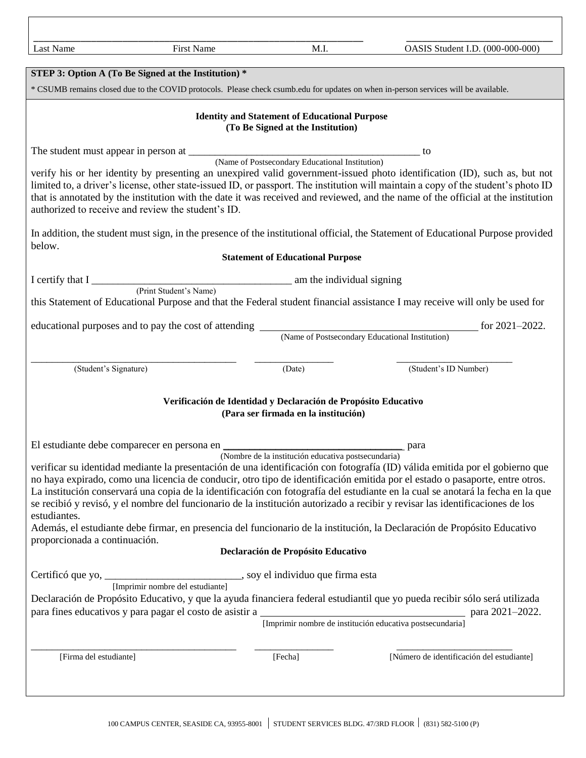| Last Name | First Name | M.I. | OASIS Student I.D. (000-000-000) |
|---|---|---|---|
| | | | |

**STEP 3: Option A (To Be Signed at the Institution) \***

\* CSUMB remains closed due to the COVID protocols. Please check csumb.edu for updates on when in-person services will be available.

**Identity and Statement of Educational Purpose**
**(To Be Signed at the Institution)**

The student must appear in person at _____________________________________________ to
(Name of Postsecondary Educational Institution)
verify his or her identity by presenting an unexpired valid government-issued photo identification (ID), such as, but not limited to, a driver's license, other state-issued ID, or passport. The institution will maintain a copy of the student's photo ID that is annotated by the institution with the date it was received and reviewed, and the name of the official at the institution authorized to receive and review the student's ID.

In addition, the student must sign, in the presence of the institutional official, the Statement of Educational Purpose provided below.

**Statement of Educational Purpose**

I certify that I ______________________________________ am the individual signing
(Print Student's Name)
this Statement of Educational Purpose and that the Federal student financial assistance I may receive will only be used for

educational purposes and to pay the cost of attending _________________________________________ for 2021–2022.
(Name of Postsecondary Educational Institution)

_______________________________________ _______________ _______________________
(Student's Signature) (Date) (Student's ID Number)

**Verificación de Identidad y Declaración de Propósito Educativo**
**(Para ser firmada en la institución)**

El estudiante debe comparecer en persona en ___________________________________ para
(Nombre de la institución educativa postsecundaria)
verificar su identidad mediante la presentación de una identificación con fotografía (ID) válida emitida por el gobierno que no haya expirado, como una licencia de conducir, otro tipo de identificación emitida por el estado o pasaporte, entre otros. La institución conservará una copia de la identificación con fotografía del estudiante en la cual se anotará la fecha en la que se recibió y revisó, y el nombre del funcionario de la institución autorizado a recibir y revisar las identificaciones de los estudiantes.
Además, el estudiante debe firmar, en presencia del funcionario de la institución, la Declaración de Propósito Educativo proporcionada a continuación.

**Declaración de Propósito Educativo**

Certificó que yo, _________________________, soy el individuo que firma esta
[Imprimir nombre del estudiante]
Declaración de Propósito Educativo, y que la ayuda financiera federal estudiantil que yo pueda recibir sólo será utilizada para fines educativos y para pagar el costo de asistir a ______________________________________ para 2021–2022.
[Imprimir nombre de institución educativa postsecundaria]

_______________________________________ _______________ _______________________
[Firma del estudiante] [Fecha] [Número de identificación del estudiante]

100 CAMPUS CENTER, SEASIDE CA, 93955-8001 | STUDENT SERVICES BLDG. 47/3RD FLOOR | (831) 582-5100 (P)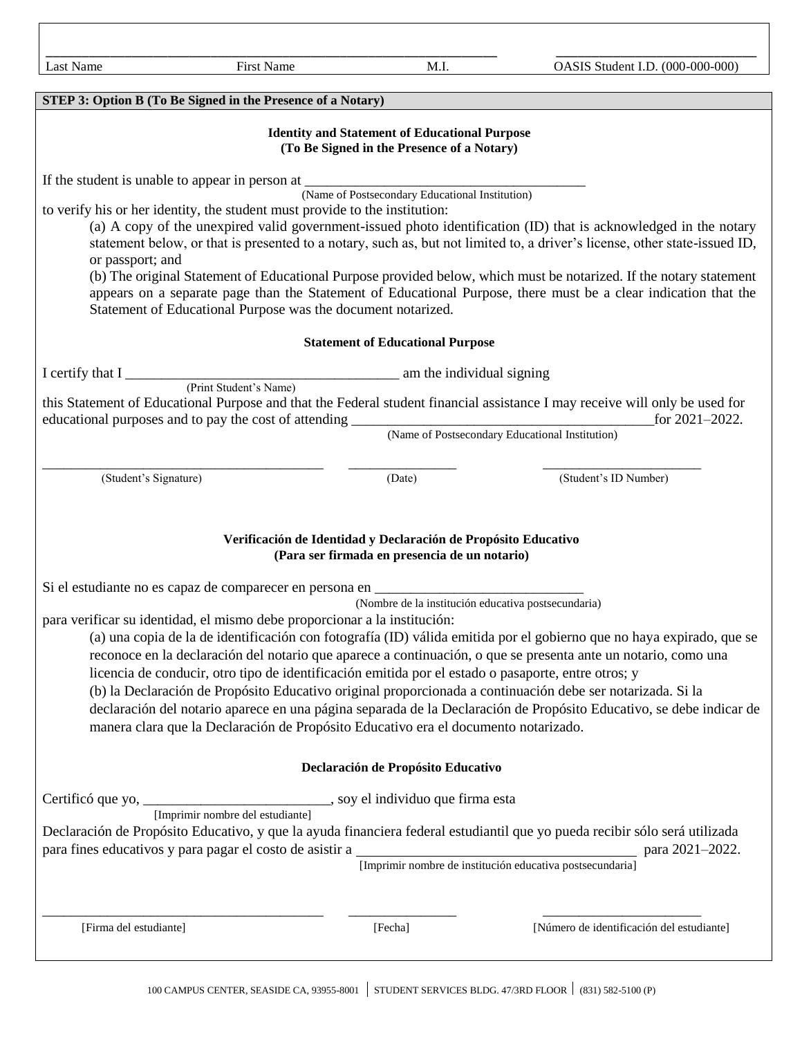| Last Name | First Name | M.I. | OASIS Student I.D. (000-000-000) |
|---|---|---|---|
| | | | |

**STEP 3: Option B (To Be Signed in the Presence of a Notary)**

### Identity and Statement of Educational Purpose
**(To Be Signed in the Presence of a Notary)**

If the student is unable to appear in person at ________________________________________
(Name of Postsecondary Educational Institution)
to verify his or her identity, the student must provide to the institution:

(a) A copy of the unexpired valid government-issued photo identification (ID) that is acknowledged in the notary statement below, or that is presented to a notary, such as, but not limited to, a driver's license, other state-issued ID, or passport; and

(b) The original Statement of Educational Purpose provided below, which must be notarized. If the notary statement appears on a separate page than the Statement of Educational Purpose, there must be a clear indication that the Statement of Educational Purpose was the document notarized.

### Statement of Educational Purpose

I certify that I ______________________________________ am the individual signing
(Print Student's Name)
this Statement of Educational Purpose and that the Federal student financial assistance I may receive will only be used for educational purposes and to pay the cost of attending __________________________________________for 2021–2022.
(Name of Postsecondary Educational Institution)

________________________________________ (Student's Signature)

_______________ (Date)

______________________ (Student's ID Number)

### Verificación de Identidad y Declaración de Propósito Educativo
**(Para ser firmada en presencia de un notario)**

Si el estudiante no es capaz de comparecer en persona en ______________________________
(Nombre de la institución educativa postsecundaria)
para verificar su identidad, el mismo debe proporcionar a la institución:

(a) una copia de la de identificación con fotografía (ID) válida emitida por el gobierno que no haya expirado, que se reconoce en la declaración del notario que aparece a continuación, o que se presenta ante un notario, como una licencia de conducir, otro tipo de identificación emitida por el estado o pasaporte, entre otros; y

(b) la Declaración de Propósito Educativo original proporcionada a continuación debe ser notarizada. Si la declaración del notario aparece en una página separada de la Declaración de Propósito Educativo, se debe indicar de manera clara que la Declaración de Propósito Educativo era el documento notarizado.

### Declaración de Propósito Educativo

Certificó que yo, __________________________, soy el individuo que firma esta
[Imprimir nombre del estudiante]
Declaración de Propósito Educativo, y que la ayuda financiera federal estudiantil que yo pueda recibir sólo será utilizada para fines educativos y para pagar el costo de asistir a ______________________________________ para 2021–2022.
[Imprimir nombre de institución educativa postsecundaria]

________________________________________ [Firma del estudiante]

_______________ [Fecha]

______________________ [Número de identificación del estudiante]

100 CAMPUS CENTER, SEASIDE CA, 93955-8001 | STUDENT SERVICES BLDG. 47/3RD FLOOR | (831) 582-5100 (P)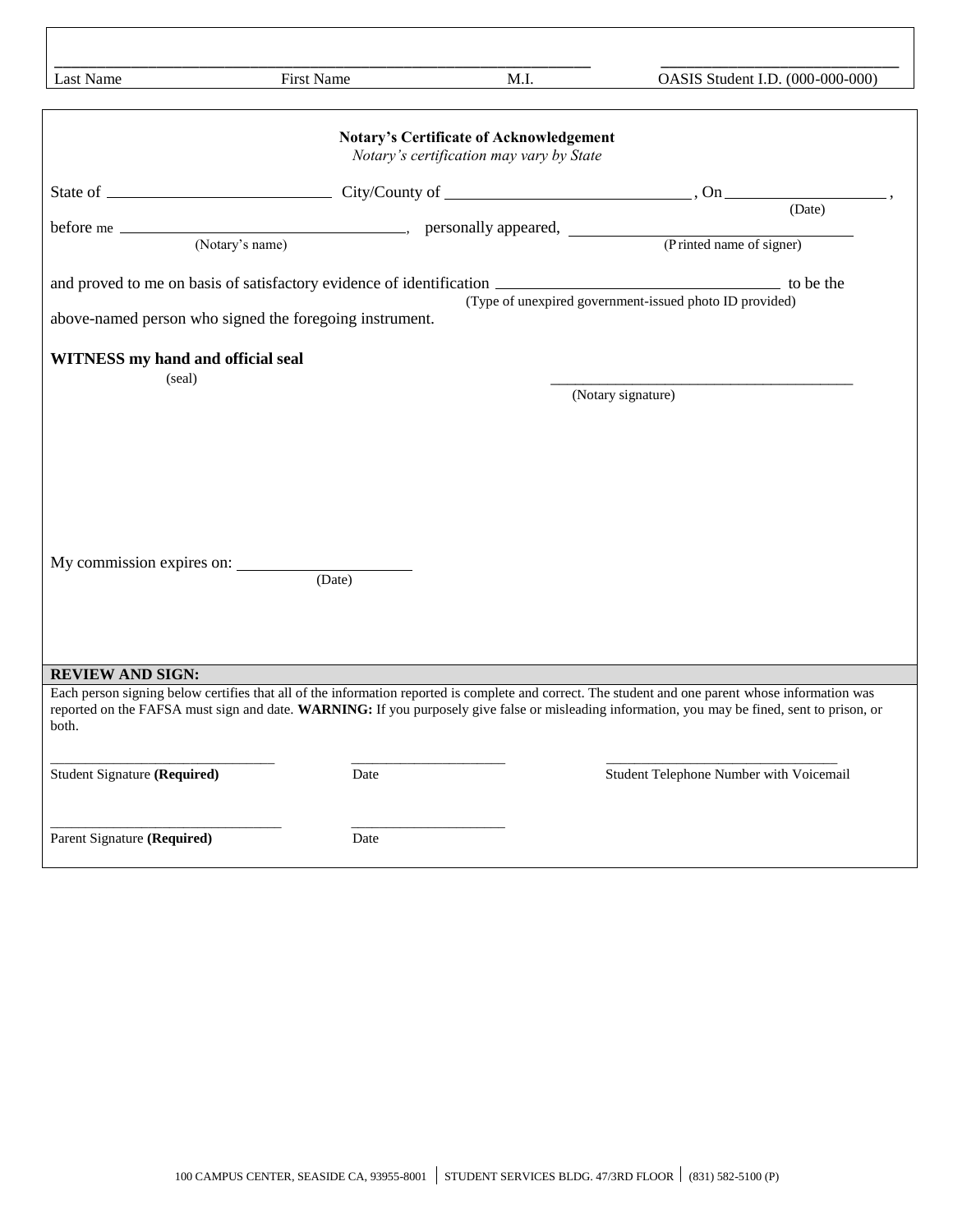| Last Name | First Name | M.I. | OASIS Student I.D. (000-000-000) |
|---|---|---|---|

**Notary's Certificate of Acknowledgement**

*Notary's certification may vary by State*

State of ____________________ City/County of ______________________, On ________________ ,
(Date)

before me ______________________________, personally appeared, ______________________________
(Notary's name) (Printed name of signer)

and proved to me on basis of satisfactory evidence of identification ______________________________ to be the
(Type of unexpired government-issued photo ID provided)

above-named person who signed the foregoing instrument.

**WITNESS my hand and official seal**

(seal)

______________________________
(Notary signature)

My commission expires on: ________________
(Date)

**REVIEW AND SIGN:**

Each person signing below certifies that all of the information reported is complete and correct. The student and one parent whose information was reported on the FAFSA must sign and date. **WARNING:** If you purposely give false or misleading information, you may be fined, sent to prison, or both.

______________________________ ________________ ______________________________
Student Signature **(Required)** Date Student Telephone Number with Voicemail

______________________________ ________________
Parent Signature **(Required)** Date

100 CAMPUS CENTER, SEASIDE CA, 93955-8001 | STUDENT SERVICES BLDG. 47/3RD FLOOR | (831) 582-5100 (P)